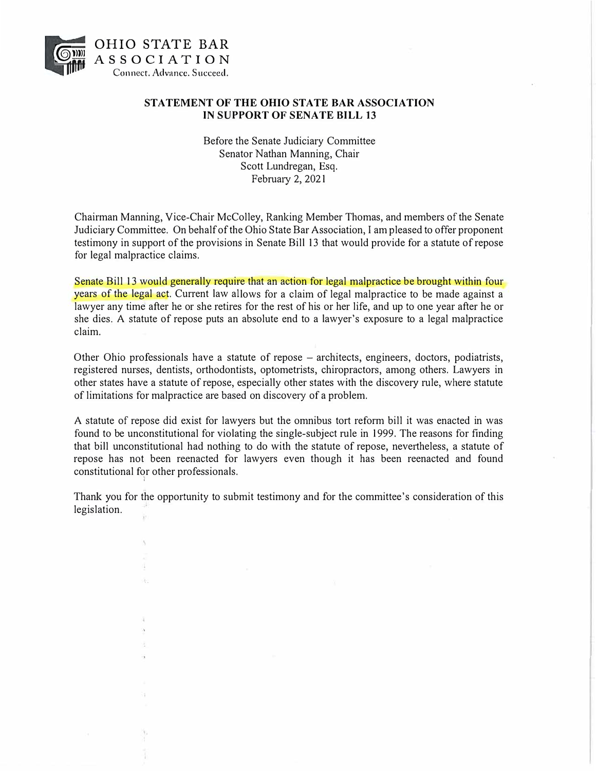OHIO STATE BAR ASSOCIATION
Connect. Advance. Succeed.

**STATEMENT OF THE OHIO STATE BAR ASSOCIATION IN SUPPORT OF SENATE BILL 13**

Before the Senate Judiciary Committee
Senator Nathan Manning, Chair
Scott Lundregan, Esq.
February 2, 2021

Chairman Manning, Vice-Chair McColley, Ranking Member Thomas, and members of the Senate Judiciary Committee. On behalf of the Ohio State Bar Association, I am pleased to offer proponent testimony in support of the provisions in Senate Bill 13 that would provide for a statute of repose for legal malpractice claims.

Senate Bill 13 would generally require that an action for legal malpractice be brought within four years of the legal act. Current law allows for a claim of legal malpractice to be made against a lawyer any time after he or she retires for the rest of his or her life, and up to one year after he or she dies. A statute of repose puts an absolute end to a lawyer's exposure to a legal malpractice claim.

Other Ohio professionals have a statute of repose – architects, engineers, doctors, podiatrists, registered nurses, dentists, orthodontists, optometrists, chiropractors, among others. Lawyers in other states have a statute of repose, especially other states with the discovery rule, where statute of limitations for malpractice are based on discovery of a problem.

A statute of repose did exist for lawyers but the omnibus tort reform bill it was enacted in was found to be unconstitutional for violating the single-subject rule in 1999. The reasons for finding that bill unconstitutional had nothing to do with the statute of repose, nevertheless, a statute of repose has not been reenacted for lawyers even though it has been reenacted and found constitutional for other professionals.

Thank you for the opportunity to submit testimony and for the committee's consideration of this legislation.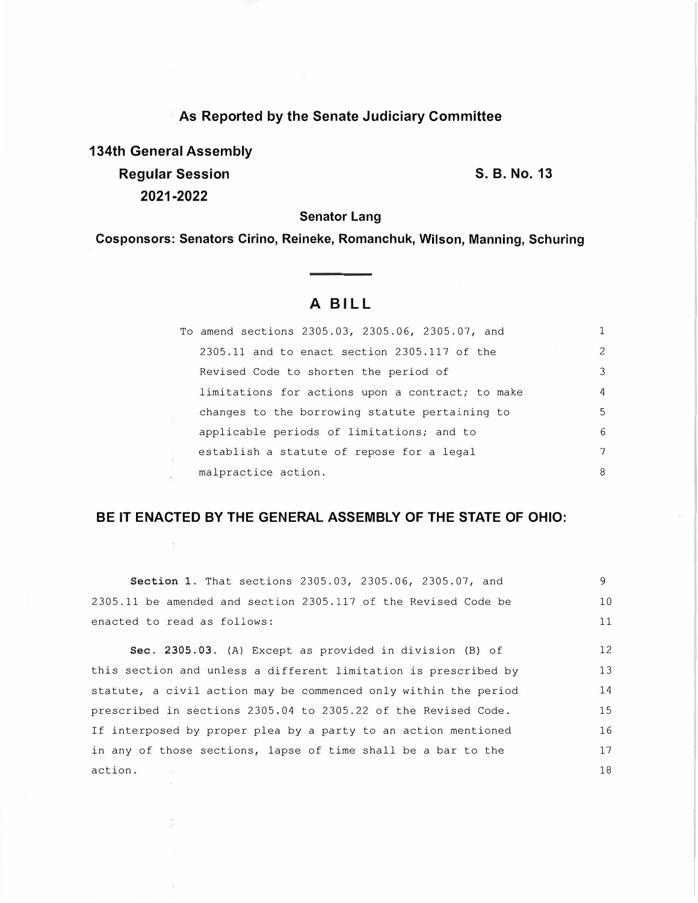**As Reported by the Senate Judiciary Committee**

**134th General Assembly**

**Regular Session** **S. B. No. 13**

**2021-2022**

**Senator Lang**

**Cosponsors: Senators Cirino, Reineke, Romanchuk, Wilson, Manning, Schuring**

# A BILL

To amend sections 2305.03, 2305.06, 2305.07, and 2305.11 and to enact section 2305.117 of the Revised Code to shorten the period of limitations for actions upon a contract; to make changes to the borrowing statute pertaining to applicable periods of limitations; and to establish a statute of repose for a legal malpractice action.

**BE IT ENACTED BY THE GENERAL ASSEMBLY OF THE STATE OF OHIO:**

**Section 1.** That sections 2305.03, 2305.06, 2305.07, and 2305.11 be amended and section 2305.117 of the Revised Code be enacted to read as follows:

**Sec. 2305.03.** (A) Except as provided in division (B) of this section and unless a different limitation is prescribed by statute, a civil action may be commenced only within the period prescribed in sections 2305.04 to 2305.22 of the Revised Code. If interposed by proper plea by a party to an action mentioned in any of those sections, lapse of time shall be a bar to the action.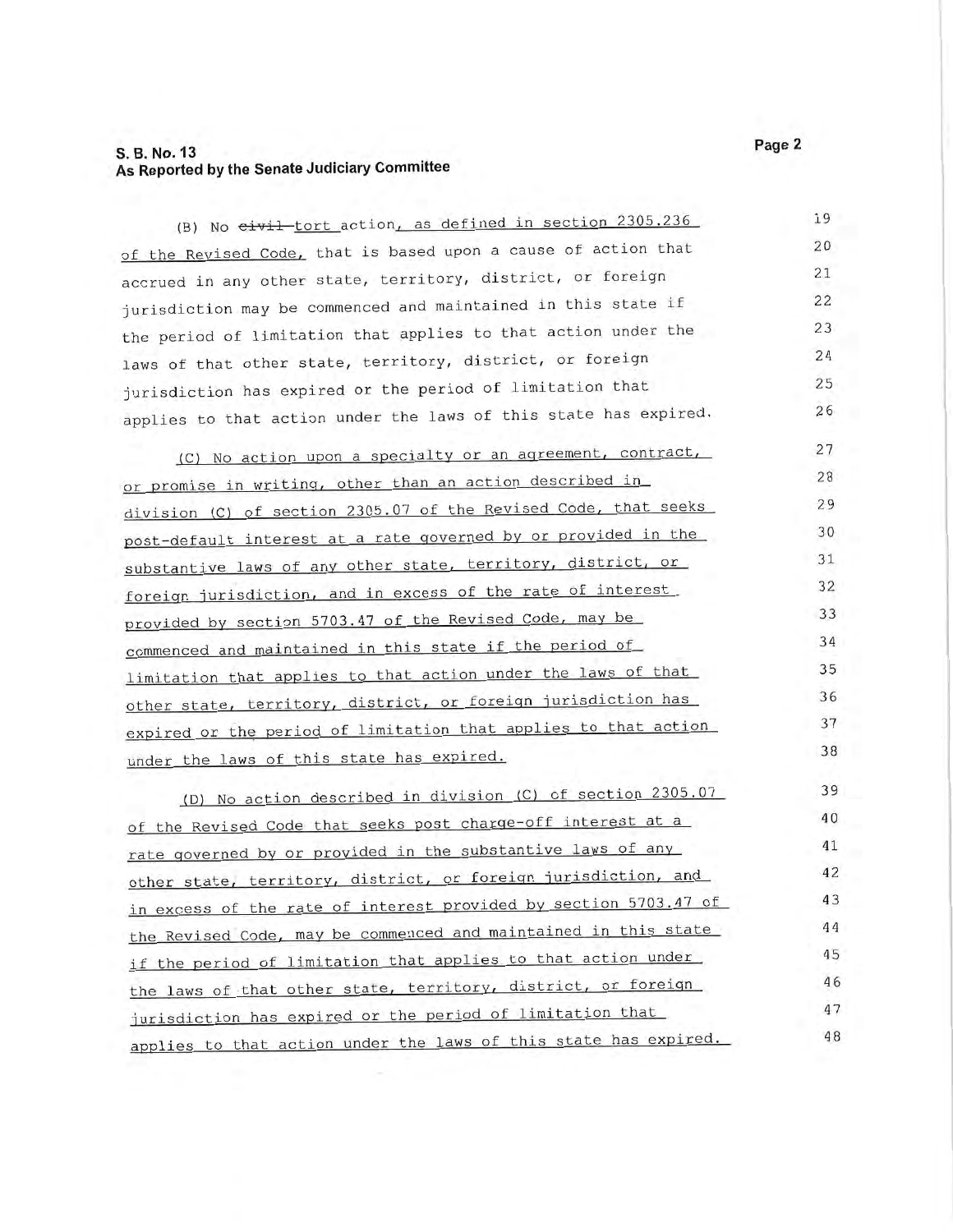(B) No ~~civil~~ tort action, as defined in section 2305.236 of the Revised Code, that is based upon a cause of action that accrued in any other state, territory, district, or foreign jurisdiction may be commenced and maintained in this state if the period of limitation that applies to that action under the laws of that other state, territory, district, or foreign jurisdiction has expired or the period of limitation that applies to that action under the laws of this state has expired.

(C) No action upon a specialty or an agreement, contract, or promise in writing, other than an action described in division (C) of section 2305.07 of the Revised Code, that seeks post-default interest at a rate governed by or provided in the substantive laws of any other state, territory, district, or foreign jurisdiction, and in excess of the rate of interest provided by section 5703.47 of the Revised Code, may be commenced and maintained in this state if the period of limitation that applies to that action under the laws of that other state, territory, district, or foreign jurisdiction has expired or the period of limitation that applies to that action under the laws of this state has expired.

(D) No action described in division (C) of section 2305.07 of the Revised Code that seeks post charge-off interest at a rate governed by or provided in the substantive laws of any other state, territory, district, or foreign jurisdiction, and in excess of the rate of interest provided by section 5703.47 of the Revised Code, may be commenced and maintained in this state if the period of limitation that applies to that action under the laws of that other state, territory, district, or foreign jurisdiction has expired or the period of limitation that applies to that action under the laws of this state has expired.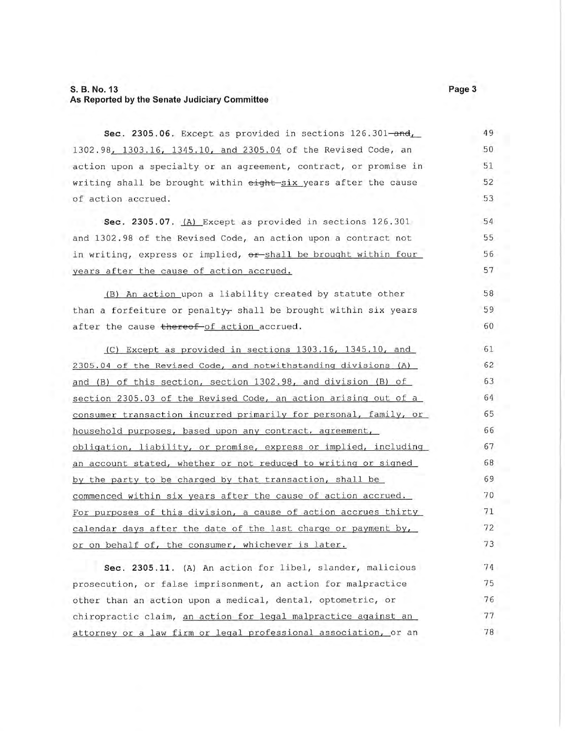**Sec. 2305.06.** Except as provided in sections 126.301 ~~and~~, 1302.98, 1303.16, 1345.10, and 2305.04 of the Revised Code, an action upon a specialty or an agreement, contract, or promise in writing shall be brought within ~~eight~~ six years after the cause of action accrued.

**Sec. 2305.07.** (A) Except as provided in sections 126.301 and 1302.98 of the Revised Code, an action upon a contract not in writing, express or implied, ~~or~~ shall be brought within four years after the cause of action accrued.

(B) An action upon a liability created by statute other than a forfeiture or penalty~~,~~ shall be brought within six years after the cause ~~thereof~~ of action accrued.

(C) Except as provided in sections 1303.16, 1345.10, and 2305.04 of the Revised Code, and notwithstanding divisions (A) and (B) of this section, section 1302.98, and division (B) of section 2305.03 of the Revised Code, an action arising out of a consumer transaction incurred primarily for personal, family, or household purposes, based upon any contract, agreement, obligation, liability, or promise, express or implied, including an account stated, whether or not reduced to writing or signed by the party to be charged by that transaction, shall be commenced within six years after the cause of action accrued. For purposes of this division, a cause of action accrues thirty calendar days after the date of the last charge or payment by, or on behalf of, the consumer, whichever is later.

**Sec. 2305.11.** (A) An action for libel, slander, malicious prosecution, or false imprisonment, an action for malpractice other than an action upon a medical, dental, optometric, or chiropractic claim, an action for legal malpractice against an attorney or a law firm or legal professional association, or an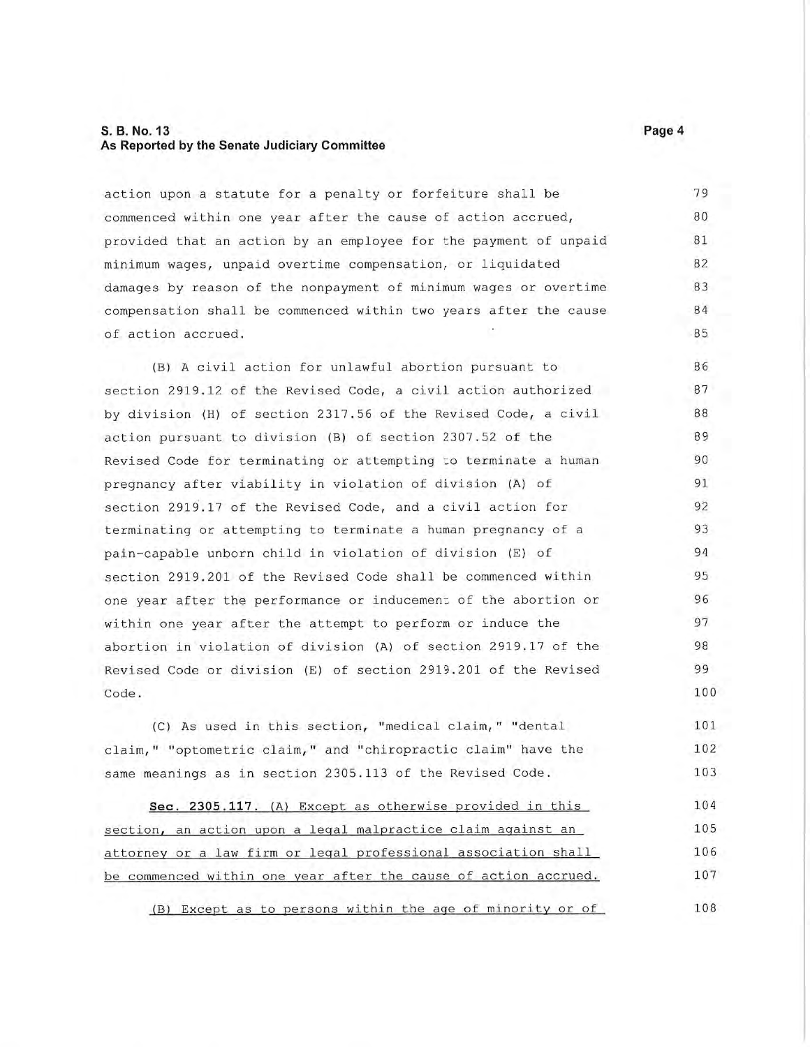action upon a statute for a penalty or forfeiture shall be commenced within one year after the cause of action accrued, provided that an action by an employee for the payment of unpaid minimum wages, unpaid overtime compensation, or liquidated damages by reason of the nonpayment of minimum wages or overtime compensation shall be commenced within two years after the cause of action accrued.

(B) A civil action for unlawful abortion pursuant to section 2919.12 of the Revised Code, a civil action authorized by division (H) of section 2317.56 of the Revised Code, a civil action pursuant to division (B) of section 2307.52 of the Revised Code for terminating or attempting to terminate a human pregnancy after viability in violation of division (A) of section 2919.17 of the Revised Code, and a civil action for terminating or attempting to terminate a human pregnancy of a pain-capable unborn child in violation of division (E) of section 2919.201 of the Revised Code shall be commenced within one year after the performance or inducement of the abortion or within one year after the attempt to perform or induce the abortion in violation of division (A) of section 2919.17 of the Revised Code or division (E) of section 2919.201 of the Revised Code.

(C) As used in this section, "medical claim," "dental claim," "optometric claim," and "chiropractic claim" have the same meanings as in section 2305.113 of the Revised Code.

**Sec. 2305.117.** (A) Except as otherwise provided in this section, an action upon a legal malpractice claim against an attorney or a law firm or legal professional association shall be commenced within one year after the cause of action accrued.

(B) Except as to persons within the age of minority or of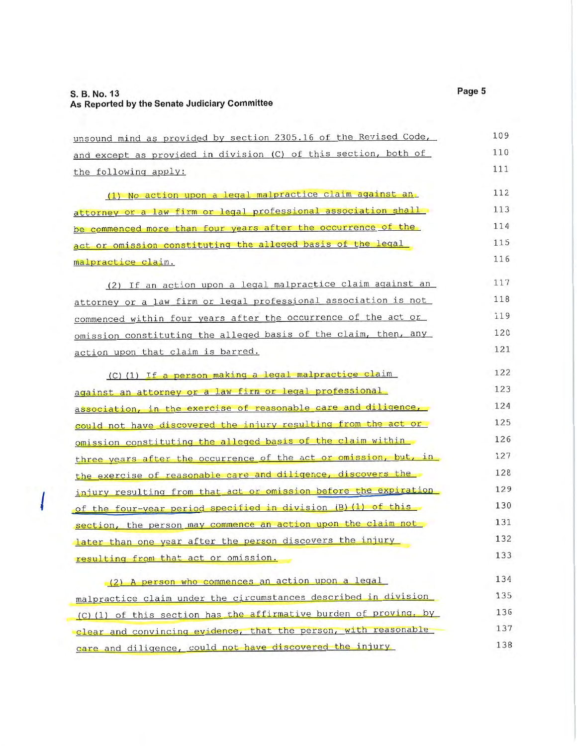unsound mind as provided by section 2305.16 of the Revised Code, and except as provided in division (C) of this section, both of the following apply:

(1) No action upon a legal malpractice claim against an attorney or a law firm or legal professional association shall be commenced more than four years after the occurrence of the act or omission constituting the alleged basis of the legal malpractice claim.

(2) If an action upon a legal malpractice claim against an attorney or a law firm or legal professional association is not commenced within four years after the occurrence of the act or omission constituting the alleged basis of the claim, then, any action upon that claim is barred.

(C)(1) If a person making a legal malpractice claim against an attorney or a law firm or legal professional association, in the exercise of reasonable care and diligence, could not have discovered the injury resulting from the act or omission constituting the alleged basis of the claim within three years after the occurrence of the act or omission, but, in the exercise of reasonable care and diligence, discovers the injury resulting from that act or omission before the expiration of the four-year period specified in division (B)(1) of this section, the person may commence an action upon the claim not later than one year after the person discovers the injury resulting from that act or omission.

(2) A person who commences an action upon a legal malpractice claim under the circumstances described in division (C)(1) of this section has the affirmative burden of proving, by clear and convincing evidence, that the person, with reasonable care and diligence, could not have discovered the injury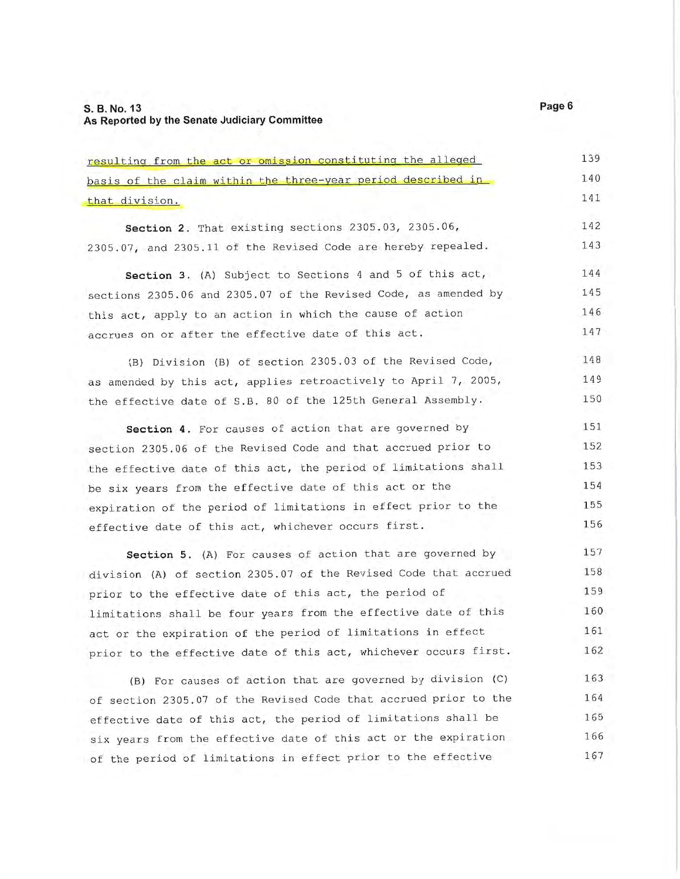resulting from the act or omission constituting the alleged basis of the claim within the three-year period described in that division.

**Section 2.** That existing sections 2305.03, 2305.06, 2305.07, and 2305.11 of the Revised Code are hereby repealed.

**Section 3.** (A) Subject to Sections 4 and 5 of this act, sections 2305.06 and 2305.07 of the Revised Code, as amended by this act, apply to an action in which the cause of action accrues on or after the effective date of this act.

(B) Division (B) of section 2305.03 of the Revised Code, as amended by this act, applies retroactively to April 7, 2005, the effective date of S.B. 80 of the 125th General Assembly.

**Section 4.** For causes of action that are governed by section 2305.06 of the Revised Code and that accrued prior to the effective date of this act, the period of limitations shall be six years from the effective date of this act or the expiration of the period of limitations in effect prior to the effective date of this act, whichever occurs first.

**Section 5.** (A) For causes of action that are governed by division (A) of section 2305.07 of the Revised Code that accrued prior to the effective date of this act, the period of limitations shall be four years from the effective date of this act or the expiration of the period of limitations in effect prior to the effective date of this act, whichever occurs first.

(B) For causes of action that are governed by division (C) of section 2305.07 of the Revised Code that accrued prior to the effective date of this act, the period of limitations shall be six years from the effective date of this act or the expiration of the period of limitations in effect prior to the effective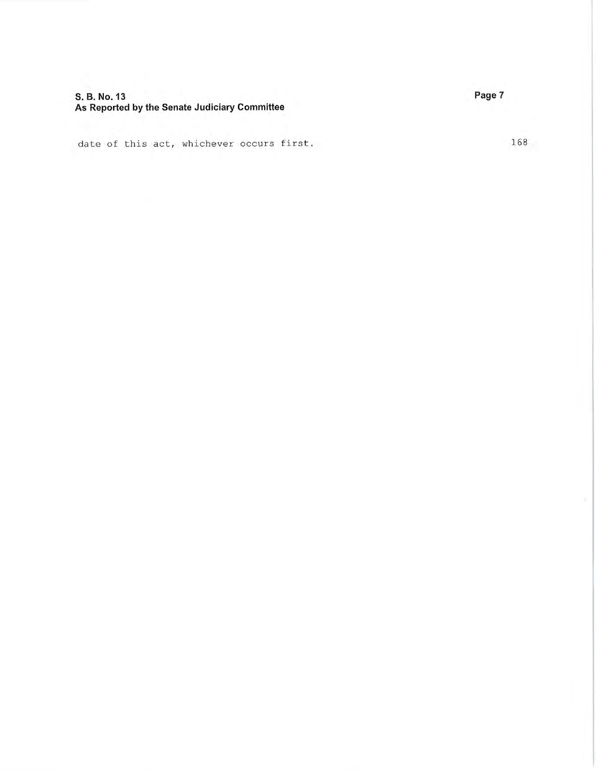date of this act, whichever occurs first.